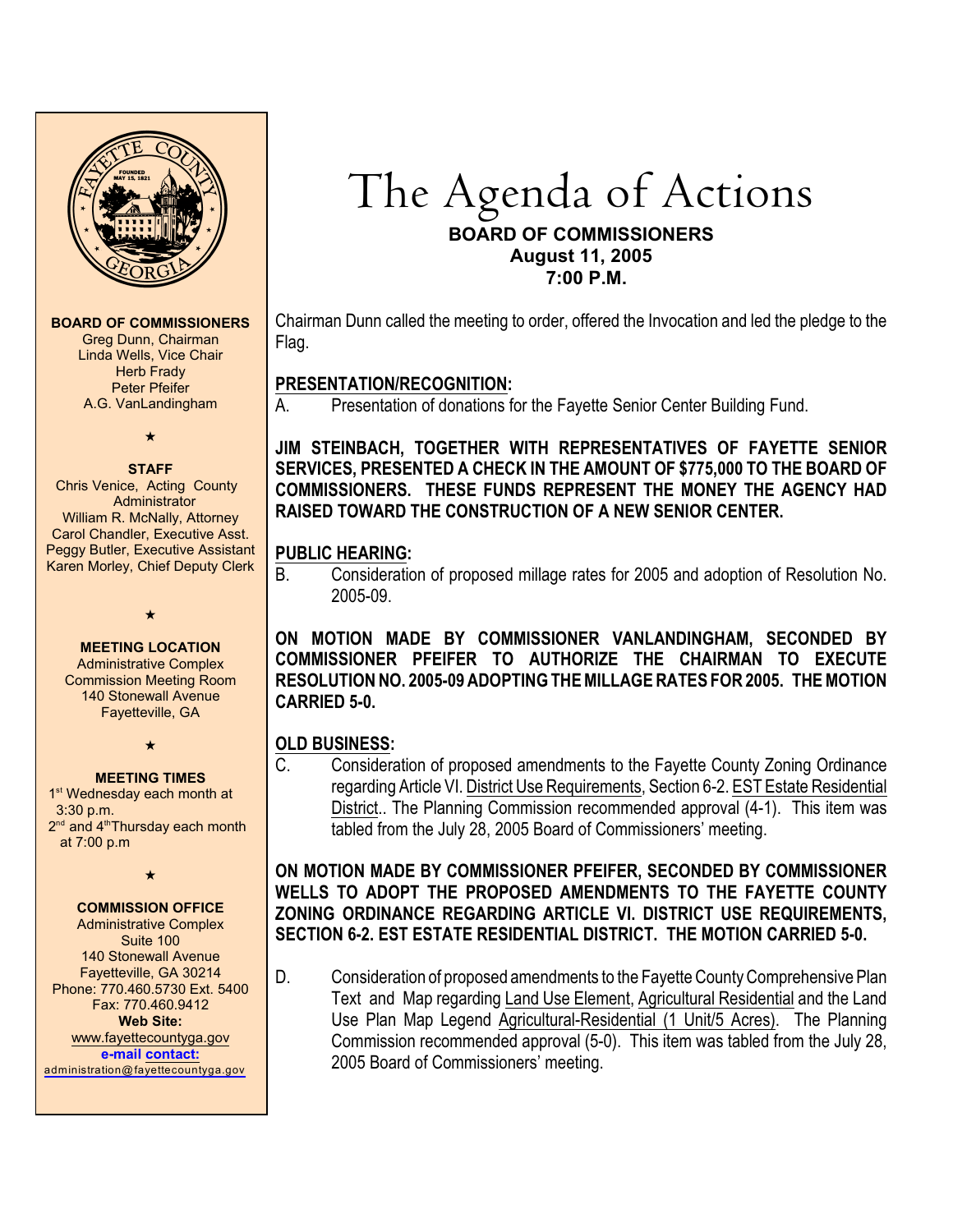**BOARD OF COMMISSIONERS**
Greg Dunn, Chairman
Linda Wells, Vice Chair
Herb Frady
Peter Pfeifer
A.G. VanLandingham

★

**STAFF**
Chris Venice, Acting County Administrator
William R. McNally, Attorney
Carol Chandler, Executive Asst.
Peggy Butler, Executive Assistant
Karen Morley, Chief Deputy Clerk

★

**MEETING LOCATION**
Administrative Complex
Commission Meeting Room
140 Stonewall Avenue
Fayetteville, GA

★

**MEETING TIMES**
1st Wednesday each month at 3:30 p.m.
2nd and 4th Thursday each month at 7:00 p.m

★

**COMMISSION OFFICE**
Administrative Complex
Suite 100
140 Stonewall Avenue
Fayetteville, GA 30214
Phone: 770.460.5730 Ext. 5400
Fax: 770.460.9412
**Web Site:**
www.fayettecountyga.gov
**e-mail contact:**
administration@fayettecountyga.gov

# The Agenda of Actions

**BOARD OF COMMISSIONERS**
**August 11, 2005**
**7:00 P.M.**

Chairman Dunn called the meeting to order, offered the Invocation and led the pledge to the Flag.

## PRESENTATION/RECOGNITION:

A. Presentation of donations for the Fayette Senior Center Building Fund.

**JIM STEINBACH, TOGETHER WITH REPRESENTATIVES OF FAYETTE SENIOR SERVICES, PRESENTED A CHECK IN THE AMOUNT OF $775,000 TO THE BOARD OF COMMISSIONERS. THESE FUNDS REPRESENT THE MONEY THE AGENCY HAD RAISED TOWARD THE CONSTRUCTION OF A NEW SENIOR CENTER.**

## PUBLIC HEARING:

B. Consideration of proposed millage rates for 2005 and adoption of Resolution No. 2005-09.

**ON MOTION MADE BY COMMISSIONER VANLANDINGHAM, SECONDED BY COMMISSIONER PFEIFER TO AUTHORIZE THE CHAIRMAN TO EXECUTE RESOLUTION NO. 2005-09 ADOPTING THE MILLAGE RATES FOR 2005. THE MOTION CARRIED 5-0.**

## OLD BUSINESS:

C. Consideration of proposed amendments to the Fayette County Zoning Ordinance regarding Article VI. District Use Requirements, Section 6-2. EST Estate Residential District.. The Planning Commission recommended approval (4-1). This item was tabled from the July 28, 2005 Board of Commissioners' meeting.

**ON MOTION MADE BY COMMISSIONER PFEIFER, SECONDED BY COMMISSIONER WELLS TO ADOPT THE PROPOSED AMENDMENTS TO THE FAYETTE COUNTY ZONING ORDINANCE REGARDING ARTICLE VI. DISTRICT USE REQUIREMENTS, SECTION 6-2. EST ESTATE RESIDENTIAL DISTRICT. THE MOTION CARRIED 5-0.**

D. Consideration of proposed amendments to the Fayette County Comprehensive Plan Text and Map regarding Land Use Element, Agricultural Residential and the Land Use Plan Map Legend Agricultural-Residential (1 Unit/5 Acres). The Planning Commission recommended approval (5-0). This item was tabled from the July 28, 2005 Board of Commissioners' meeting.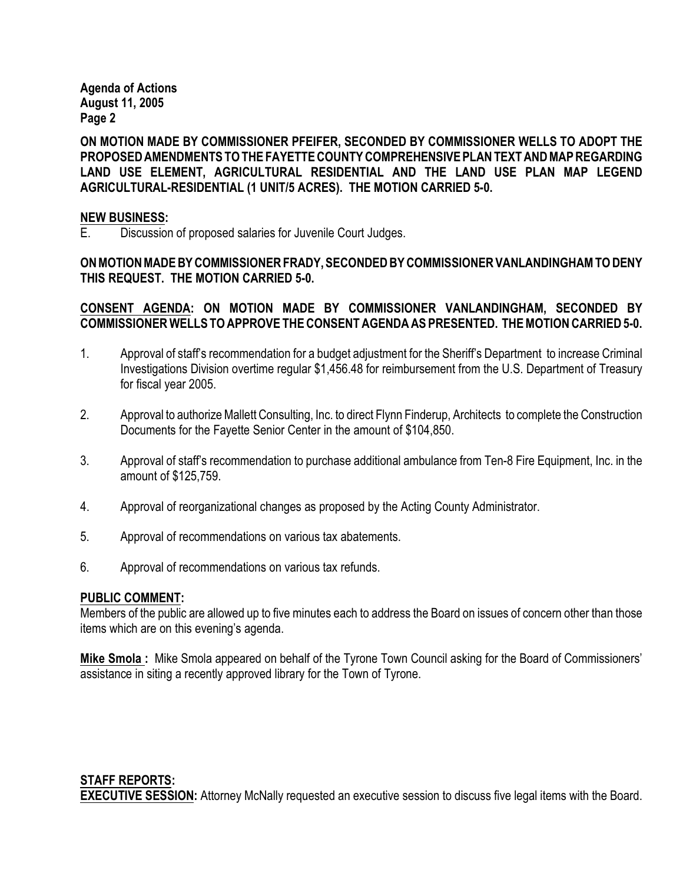**ON MOTION MADE BY COMMISSIONER PFEIFER, SECONDED BY COMMISSIONER WELLS TO ADOPT THE PROPOSED AMENDMENTS TO THE FAYETTE COUNTY COMPREHENSIVE PLAN TEXT AND MAP REGARDING LAND USE ELEMENT, AGRICULTURAL RESIDENTIAL AND THE LAND USE PLAN MAP LEGEND AGRICULTURAL-RESIDENTIAL (1 UNIT/5 ACRES). THE MOTION CARRIED 5-0.**

**NEW BUSINESS:**

E. Discussion of proposed salaries for Juvenile Court Judges.

**ON MOTION MADE BY COMMISSIONER FRADY, SECONDED BY COMMISSIONER VANLANDINGHAM TO DENY THIS REQUEST. THE MOTION CARRIED 5-0.**

**CONSENT AGENDA: ON MOTION MADE BY COMMISSIONER VANLANDINGHAM, SECONDED BY COMMISSIONER WELLS TO APPROVE THE CONSENT AGENDA AS PRESENTED. THE MOTION CARRIED 5-0.**

1. Approval of staff's recommendation for a budget adjustment for the Sheriff's Department to increase Criminal Investigations Division overtime regular $1,456.48 for reimbursement from the U.S. Department of Treasury for fiscal year 2005.

2. Approval to authorize Mallett Consulting, Inc. to direct Flynn Finderup, Architects to complete the Construction Documents for the Fayette Senior Center in the amount of $104,850.

3. Approval of staff's recommendation to purchase additional ambulance from Ten-8 Fire Equipment, Inc. in the amount of $125,759.

4. Approval of reorganizational changes as proposed by the Acting County Administrator.

5. Approval of recommendations on various tax abatements.

6. Approval of recommendations on various tax refunds.

**PUBLIC COMMENT:**

Members of the public are allowed up to five minutes each to address the Board on issues of concern other than those items which are on this evening's agenda.

**Mike Smola :** Mike Smola appeared on behalf of the Tyrone Town Council asking for the Board of Commissioners' assistance in siting a recently approved library for the Town of Tyrone.

**STAFF REPORTS:**

**EXECUTIVE SESSION:** Attorney McNally requested an executive session to discuss five legal items with the Board.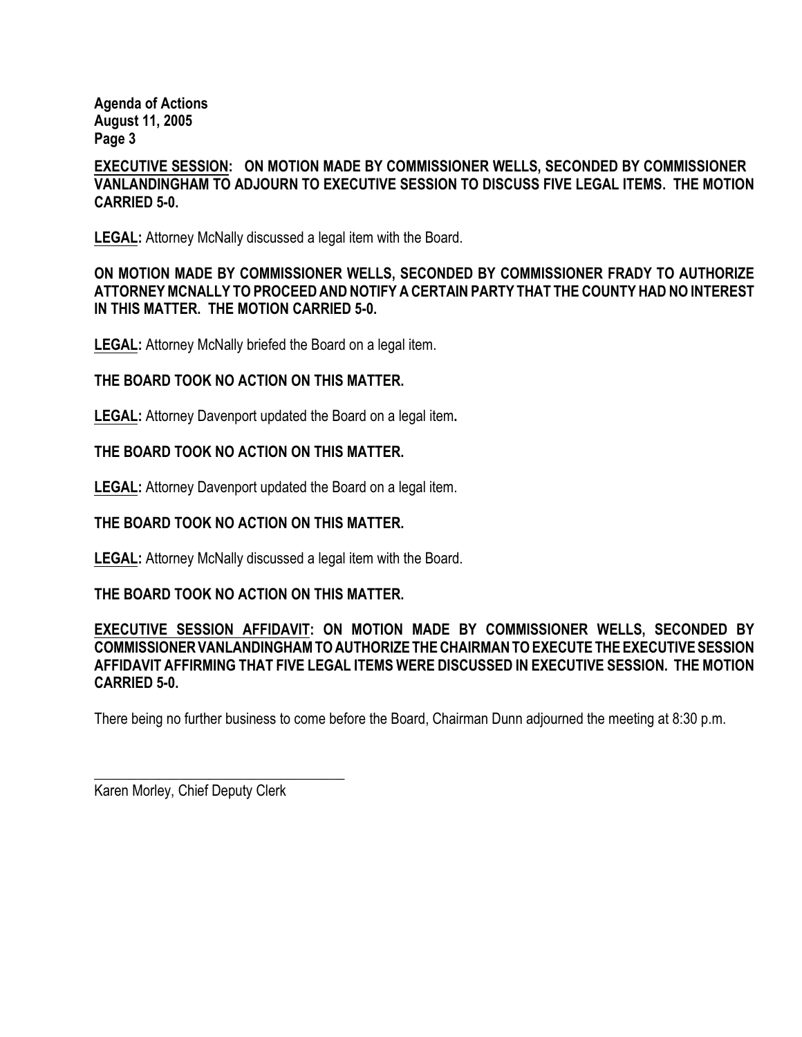**EXECUTIVE SESSION: ON MOTION MADE BY COMMISSIONER WELLS, SECONDED BY COMMISSIONER VANLANDINGHAM TO ADJOURN TO EXECUTIVE SESSION TO DISCUSS FIVE LEGAL ITEMS. THE MOTION CARRIED 5-0.**

**LEGAL:** Attorney McNally discussed a legal item with the Board.

**ON MOTION MADE BY COMMISSIONER WELLS, SECONDED BY COMMISSIONER FRADY TO AUTHORIZE ATTORNEY MCNALLY TO PROCEED AND NOTIFY A CERTAIN PARTY THAT THE COUNTY HAD NO INTEREST IN THIS MATTER. THE MOTION CARRIED 5-0.**

**LEGAL:** Attorney McNally briefed the Board on a legal item.

**THE BOARD TOOK NO ACTION ON THIS MATTER.**

**LEGAL:** Attorney Davenport updated the Board on a legal item.

**THE BOARD TOOK NO ACTION ON THIS MATTER.**

**LEGAL:** Attorney Davenport updated the Board on a legal item.

**THE BOARD TOOK NO ACTION ON THIS MATTER.**

**LEGAL:** Attorney McNally discussed a legal item with the Board.

**THE BOARD TOOK NO ACTION ON THIS MATTER.**

**EXECUTIVE SESSION AFFIDAVIT: ON MOTION MADE BY COMMISSIONER WELLS, SECONDED BY COMMISSIONER VANLANDINGHAM TO AUTHORIZE THE CHAIRMAN TO EXECUTE THE EXECUTIVE SESSION AFFIDAVIT AFFIRMING THAT FIVE LEGAL ITEMS WERE DISCUSSED IN EXECUTIVE SESSION. THE MOTION CARRIED 5-0.**

There being no further business to come before the Board, Chairman Dunn adjourned the meeting at 8:30 p.m.

___________________________________

Karen Morley, Chief Deputy Clerk